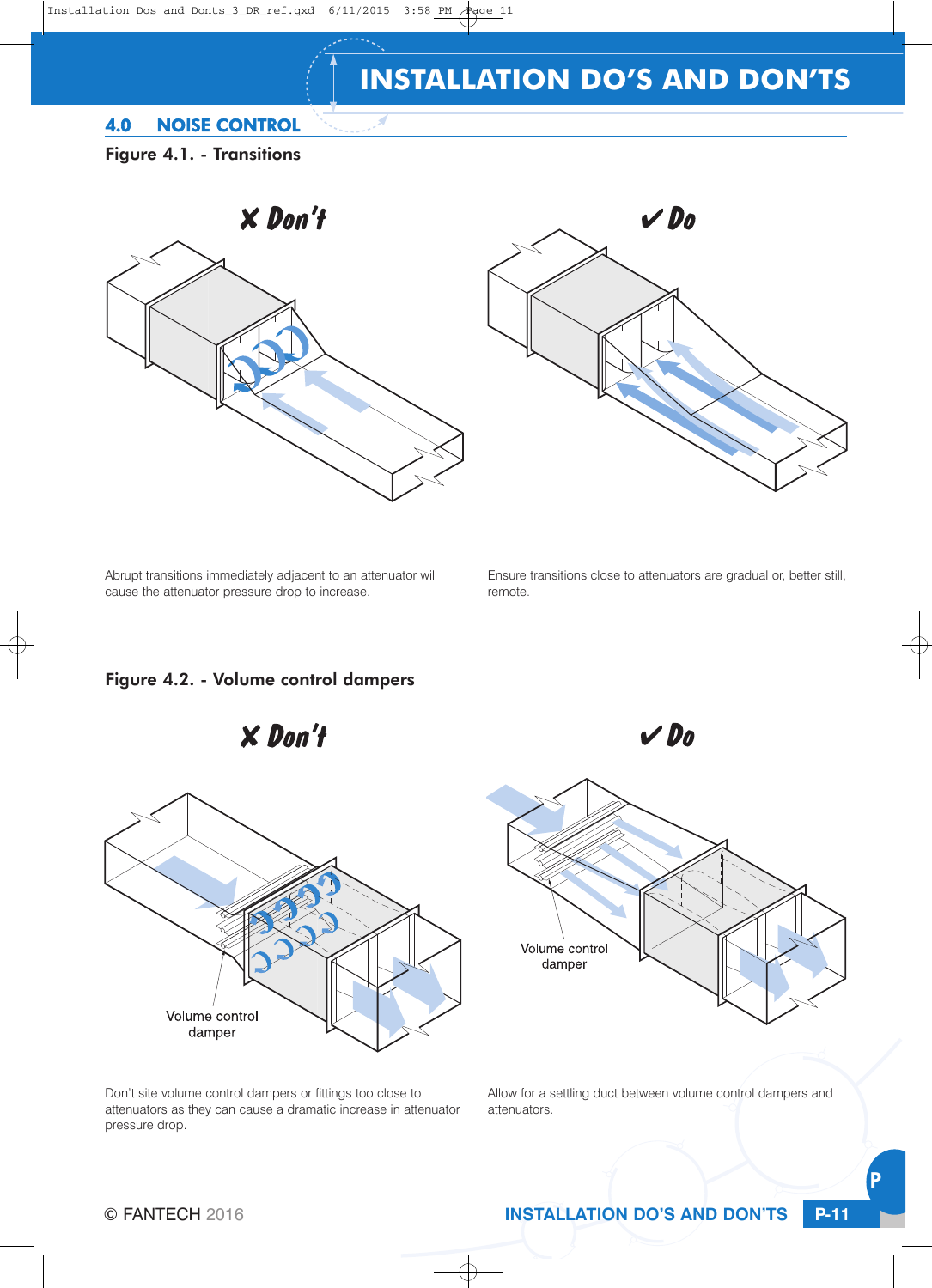# INSTALLATION DO'S AND DON'TS

## 4.0 NOISE CONTROL

### Figure 4.1. - Transitions

✗ Don't

Abrupt transitions immediately adjacent to an attenuator will cause the attenuator pressure drop to increase.

✔ Do

Ensure transitions close to attenuators are gradual or, better still, remote.

### Figure 4.2. - Volume control dampers

✗ Don't

Volume control damper

Don't site volume control dampers or fittings too close to attenuators as they can cause a dramatic increase in attenuator pressure drop.

✔ Do

Volume control damper

Allow for a settling duct between volume control dampers and attenuators.

© FANTECH 2016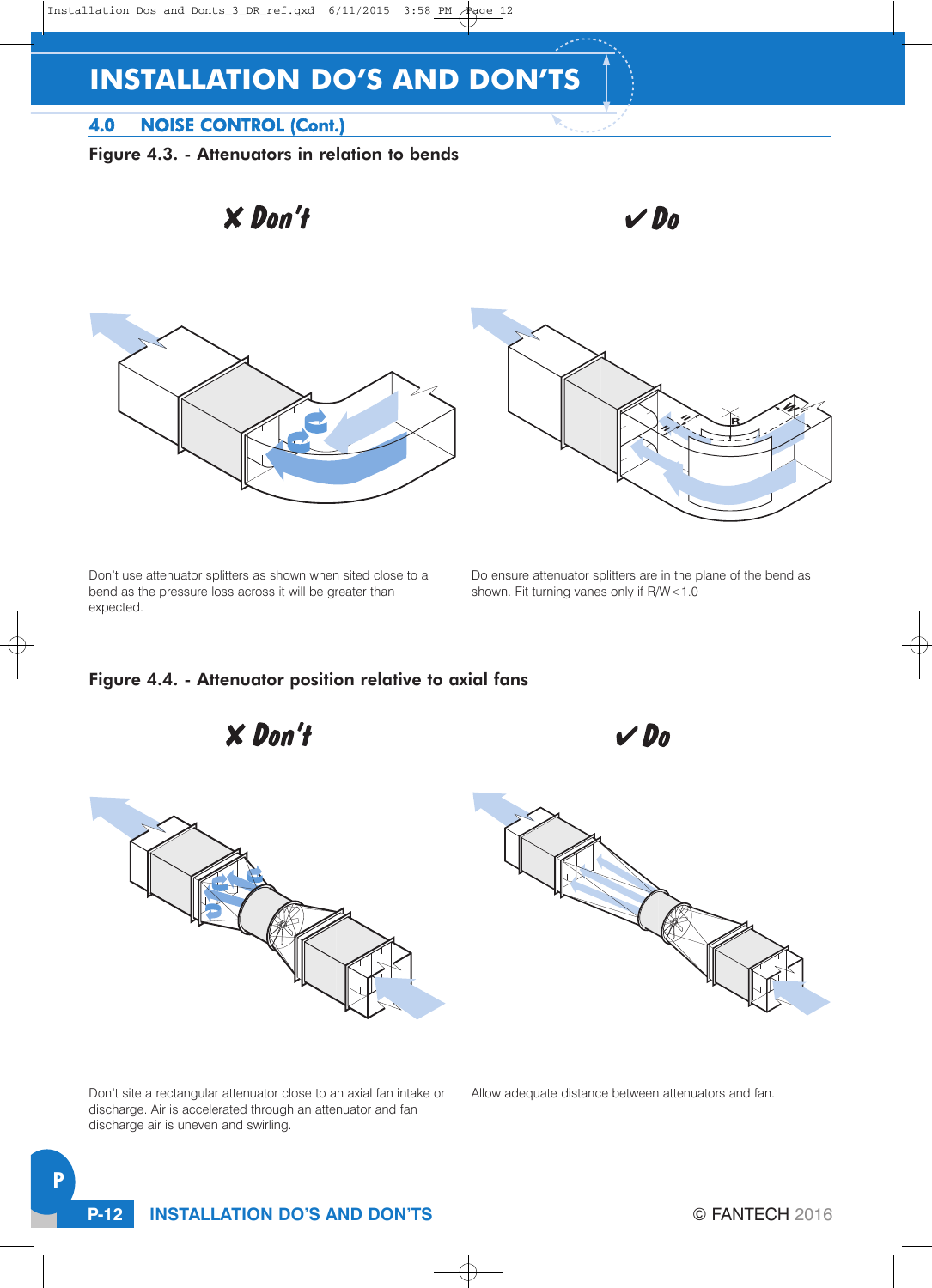# INSTALLATION DO'S AND DON'TS

## 4.0 NOISE CONTROL (Cont.)

**Figure 4.3. - Attenuators in relation to bends**

✗ Don't

✔ Do

Don't use attenuator splitters as shown when sited close to a bend as the pressure loss across it will be greater than expected.

Do ensure attenuator splitters are in the plane of the bend as shown. Fit turning vanes only if R/W<1.0

**Figure 4.4. - Attenuator position relative to axial fans**

✗ Don't

✔ Do

Don't site a rectangular attenuator close to an axial fan intake or discharge. Air is accelerated through an attenuator and fan discharge air is uneven and swirling.

Allow adequate distance between attenuators and fan.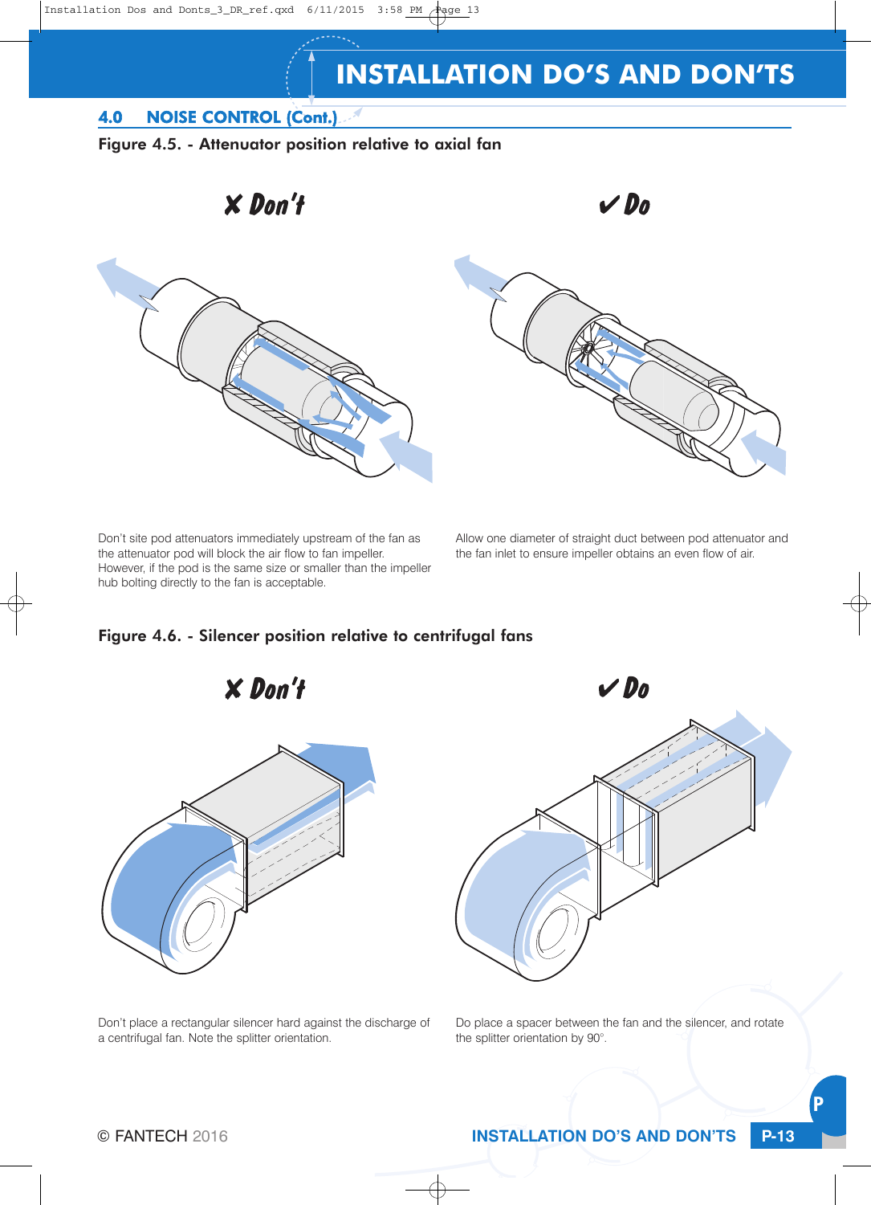# INSTALLATION DO'S AND DON'TS

## 4.0 NOISE CONTROL (Cont.)

### Figure 4.5. - Attenuator position relative to axial fan

**✗ Don't**

Don't site pod attenuators immediately upstream of the fan as the attenuator pod will block the air flow to fan impeller. However, if the pod is the same size or smaller than the impeller hub bolting directly to the fan is acceptable.

**✔ Do**

Allow one diameter of straight duct between pod attenuator and the fan inlet to ensure impeller obtains an even flow of air.

### Figure 4.6. - Silencer position relative to centrifugal fans

**✗ Don't**

Don't place a rectangular silencer hard against the discharge of a centrifugal fan. Note the splitter orientation.

**✔ Do**

Do place a spacer between the fan and the silencer, and rotate the splitter orientation by 90°.

© FANTECH 2016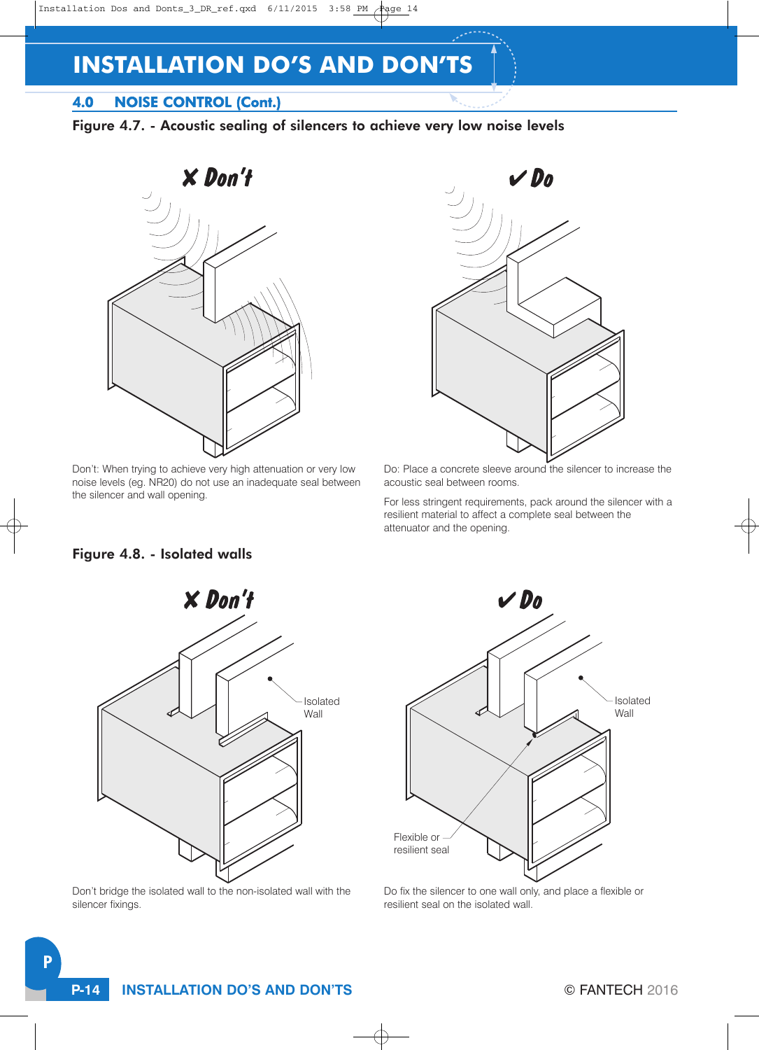# INSTALLATION DO'S AND DON'TS

## 4.0 NOISE CONTROL (Cont.)

### Figure 4.7. - Acoustic sealing of silencers to achieve very low noise levels

✗ Don't

✔ Do

Don't: When trying to achieve very high attenuation or very low noise levels (eg. NR20) do not use an inadequate seal between the silencer and wall opening.

Do: Place a concrete sleeve around the silencer to increase the acoustic seal between rooms.

For less stringent requirements, pack around the silencer with a resilient material to affect a complete seal between the attenuator and the opening.

### Figure 4.8. - Isolated walls

✗ Don't

Isolated Wall

✔ Do

Isolated Wall

Flexible or resilient seal

Don't bridge the isolated wall to the non-isolated wall with the silencer fixings.

Do fix the silencer to one wall only, and place a flexible or resilient seal on the isolated wall.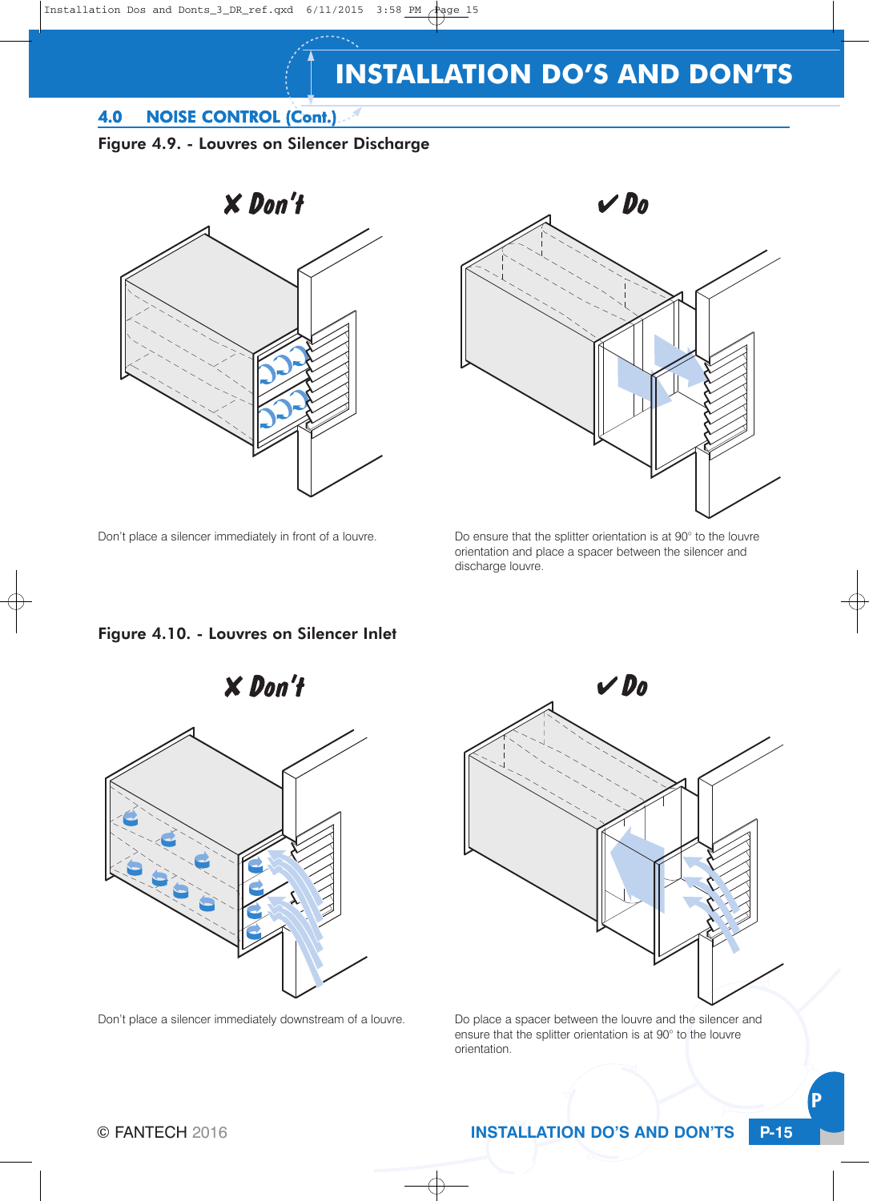# INSTALLATION DO'S AND DON'TS

## 4.0 NOISE CONTROL (Cont.)

**Figure 4.9. - Louvres on Silencer Discharge**

✗ Don't

✔ Do

Don't place a silencer immediately in front of a louvre.

Do ensure that the splitter orientation is at 90° to the louvre orientation and place a spacer between the silencer and discharge louvre.

**Figure 4.10. - Louvres on Silencer Inlet**

✗ Don't

✔ Do

Don't place a silencer immediately downstream of a louvre.

Do place a spacer between the louvre and the silencer and ensure that the splitter orientation is at 90° to the louvre orientation.

© FANTECH 2016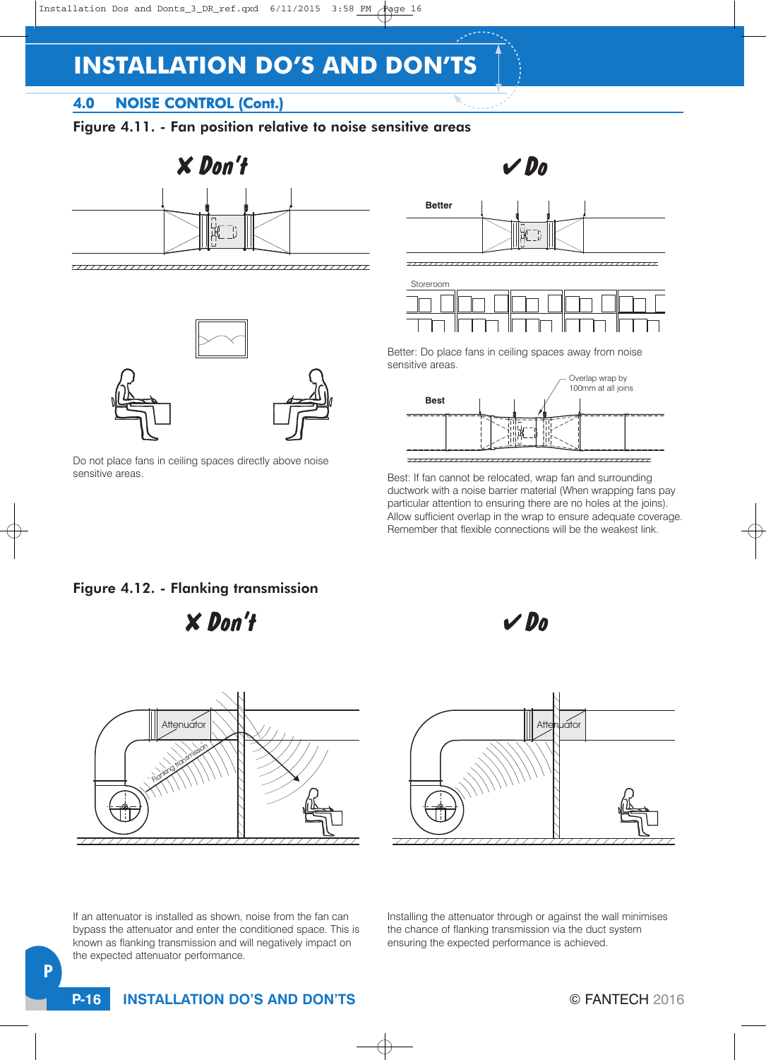# INSTALLATION DO'S AND DON'TS

## 4.0 NOISE CONTROL (Cont.)

### Figure 4.11. - Fan position relative to noise sensitive areas

✗ Don't

Do not place fans in ceiling spaces directly above noise sensitive areas.

✔ Do

Better

Storeroom

Better: Do place fans in ceiling spaces away from noise sensitive areas.

Best

Overlap wrap by 100mm at all joins

Best: If fan cannot be relocated, wrap fan and surrounding ductwork with a noise barrier material (When wrapping fans pay particular attention to ensuring there are no holes at the joins). Allow sufficient overlap in the wrap to ensure adequate coverage. Remember that flexible connections will be the weakest link.

### Figure 4.12. - Flanking transmission

✗ Don't

Attenuator

Flanking transmission

If an attenuator is installed as shown, noise from the fan can bypass the attenuator and enter the conditioned space. This is known as flanking transmission and will negatively impact on the expected attenuator performance.

✔ Do

Attenuator

Installing the attenuator through or against the wall minimises the chance of flanking transmission via the duct system ensuring the expected performance is achieved.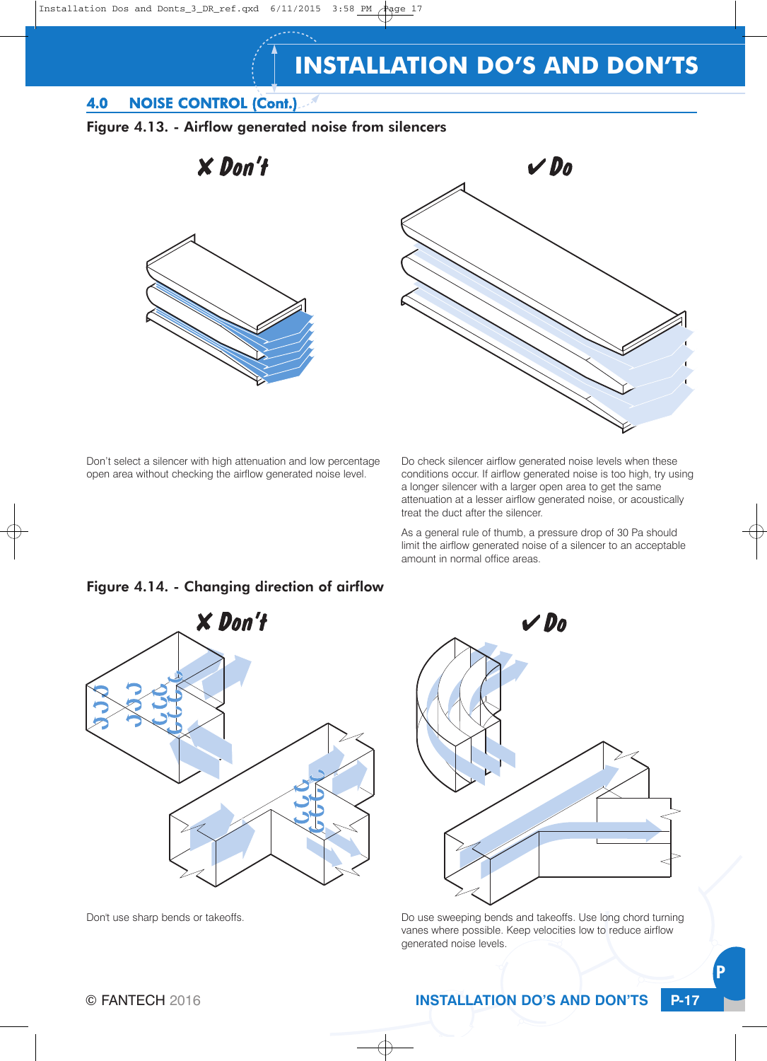# INSTALLATION DO'S AND DON'TS

## 4.0 NOISE CONTROL (Cont.)

**Figure 4.13. - Airflow generated noise from silencers**

✗ Don't

✔ Do

Don't select a silencer with high attenuation and low percentage open area without checking the airflow generated noise level.

Do check silencer airflow generated noise levels when these conditions occur. If airflow generated noise is too high, try using a longer silencer with a larger open area to get the same attenuation at a lesser airflow generated noise, or acoustically treat the duct after the silencer.

As a general rule of thumb, a pressure drop of 30 Pa should limit the airflow generated noise of a silencer to an acceptable amount in normal office areas.

**Figure 4.14. - Changing direction of airflow**

✗ Don't

✔ Do

Don't use sharp bends or takeoffs.

Do use sweeping bends and takeoffs. Use long chord turning vanes where possible. Keep velocities low to reduce airflow generated noise levels.

© FANTECH 2016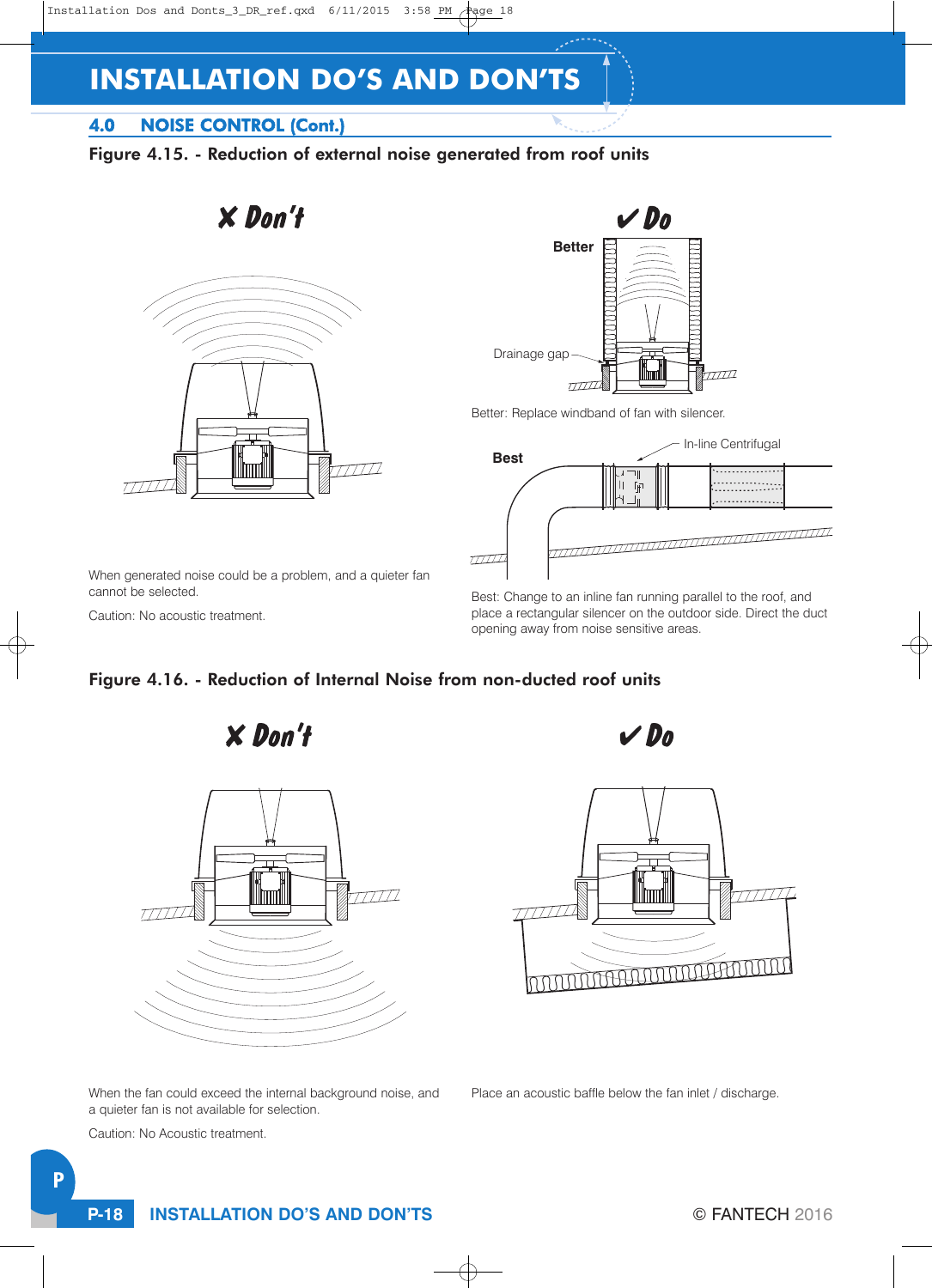# INSTALLATION DO'S AND DON'TS

## 4.0 NOISE CONTROL (Cont.)

### Figure 4.15. - Reduction of external noise generated from roof units

✗ Don't

When generated noise could be a problem, and a quieter fan cannot be selected.

Caution: No acoustic treatment.

✔ Do

Better

Drainage gap

Better: Replace windband of fan with silencer.

Best

In-line Centrifugal

Best: Change to an inline fan running parallel to the roof, and place a rectangular silencer on the outdoor side. Direct the duct opening away from noise sensitive areas.

### Figure 4.16. - Reduction of Internal Noise from non-ducted roof units

✗ Don't

When the fan could exceed the internal background noise, and a quieter fan is not available for selection.

Caution: No Acoustic treatment.

✔ Do

Place an acoustic baffle below the fan inlet / discharge.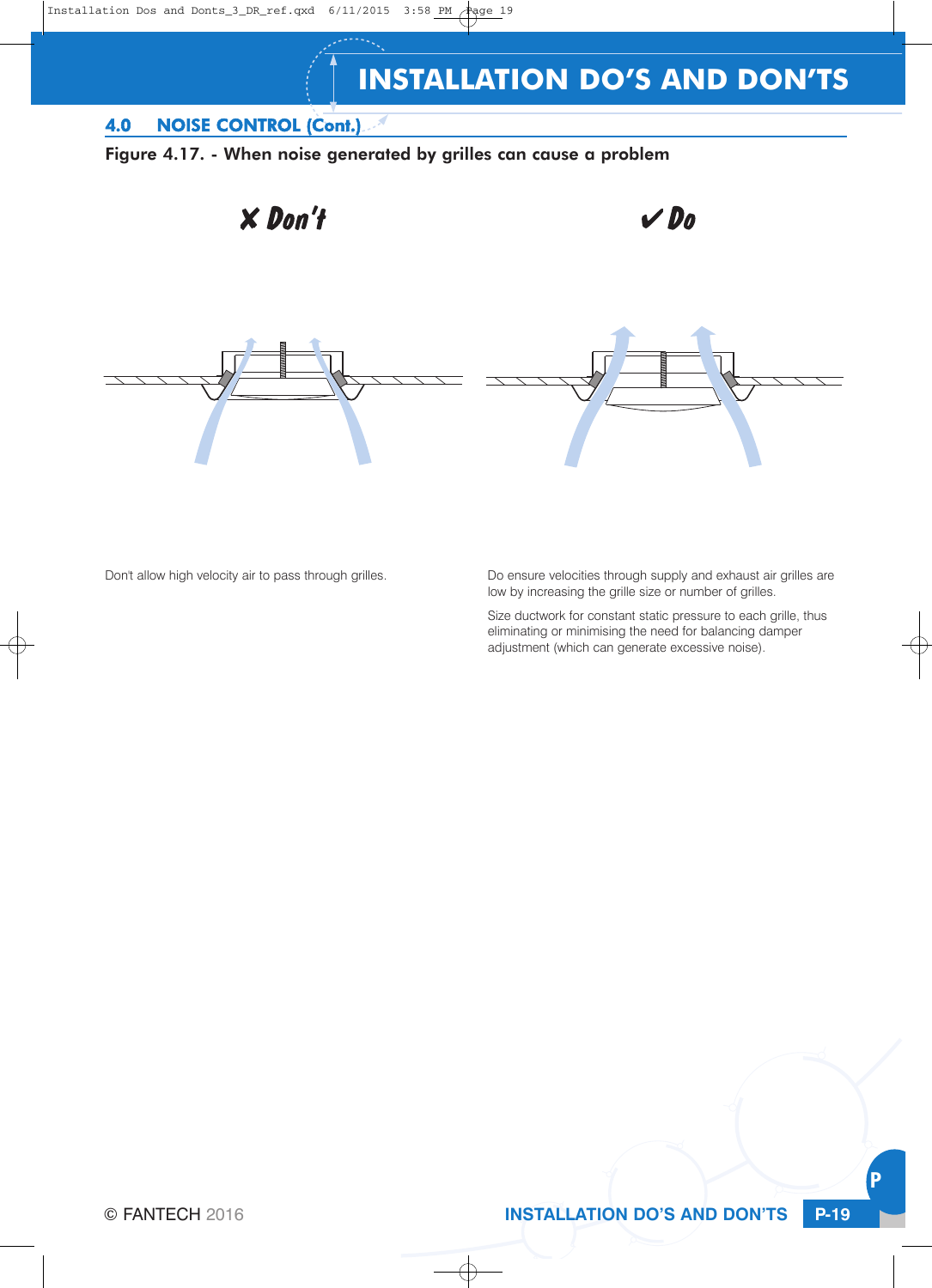# INSTALLATION DO'S AND DON'TS

## 4.0 NOISE CONTROL (Cont.)

**Figure 4.17. - When noise generated by grilles can cause a problem**

✗ Don't

✔ Do

Don't allow high velocity air to pass through grilles.

Do ensure velocities through supply and exhaust air grilles are low by increasing the grille size or number of grilles.

Size ductwork for constant static pressure to each grille, thus eliminating or minimising the need for balancing damper adjustment (which can generate excessive noise).

© FANTECH 2016